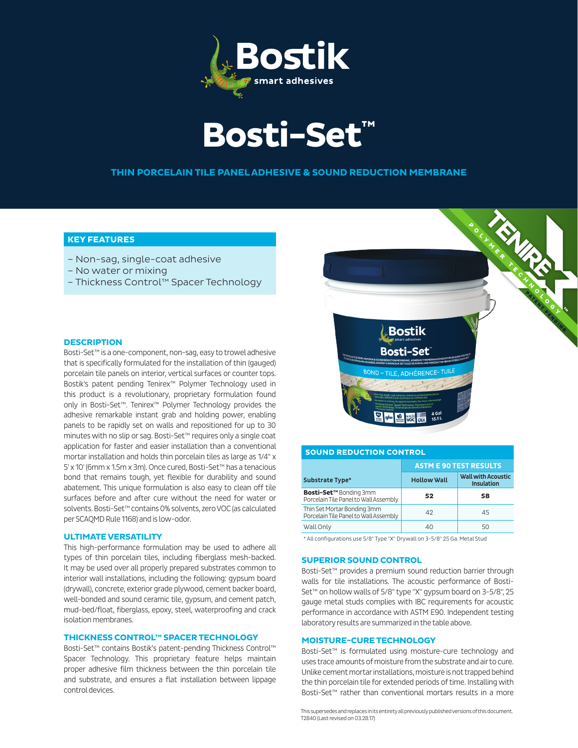Bostik smart adhesives

# Bosti-Set™

## THIN PORCELAIN TILE PANEL ADHESIVE & SOUND REDUCTION MEMBRANE

### KEY FEATURES

- Non-sag, single-coat adhesive
- No water or mixing
- Thickness Control™ Spacer Technology

### DESCRIPTION

Bosti-Set™ is a one-component, non-sag, easy to trowel adhesive that is specifically formulated for the installation of thin (gauged) porcelain tile panels on interior, vertical surfaces or counter tops. Bostik's patent pending Tenirex™ Polymer Technology used in this product is a revolutionary, proprietary formulation found only in Bosti-Set™. Tenirex™ Polymer Technology provides the adhesive remarkable instant grab and holding power, enabling panels to be rapidly set on walls and repositioned for up to 30 minutes with no slip or sag. Bosti-Set™ requires only a single coat application for faster and easier installation than a conventional mortar installation and holds thin porcelain tiles as large as 1/4" x 5' x 10' (6mm x 1.5m x 3m). Once cured, Bosti-Set™ has a tenacious bond that remains tough, yet flexible for durability and sound abatement. This unique formulation is also easy to clean off tile surfaces before and after cure without the need for water or solvents. Bosti-Set™ contains 0% solvents, zero VOC (as calculated per SCAQMD Rule 1168) and is low-odor.

### ULTIMATE VERSATILITY

This high-performance formulation may be used to adhere all types of thin porcelain tiles, including fiberglass mesh-backed. It may be used over all properly prepared substrates common to interior wall installations, including the following: gypsum board (drywall), concrete, exterior grade plywood, cement backer board, well-bonded and sound ceramic tile, gypsum, and cement patch, mud-bed/float, fiberglass, epoxy, steel, waterproofing and crack isolation membranes.

### THICKNESS CONTROL™ SPACER TECHNOLOGY

Bosti-Set™ contains Bostik's patent-pending Thickness Control™ Spacer Technology. This proprietary feature helps maintain proper adhesive film thickness between the thin porcelain tile and substrate, and ensures a flat installation between lippage control devices.

### SOUND REDUCTION CONTROL

| Substrate Type* | ASTM E 90 TEST RESULTS | |
|---|---|---|
| | Hollow Wall | Wall with Acoustic Insulation |
| **Bosti-Set™** Bonding 3mm Porcelain Tile Panel to Wall Assembly | **52** | **58** |
| Thin Set Mortar Bonding 3mm Porcelain Tile Panel to Wall Assembly | 42 | 45 |
| Wall Only | 40 | 50 |

* All configurations use 5/8" Type "X" Drywall on 3-5/8" 25 Ga. Metal Stud

### SUPERIOR SOUND CONTROL

Bosti-Set™ provides a premium sound reduction barrier through walls for tile installations. The acoustic performance of Bosti-Set™ on hollow walls of 5/8" type "X" gypsum board on 3-5/8", 25 gauge metal studs complies with IBC requirements for acoustic performance in accordance with ASTM E90. Independent testing laboratory results are summarized in the table above.

### MOISTURE-CURE TECHNOLOGY

Bosti-Set™ is formulated using moisture-cure technology and uses trace amounts of moisture from the substrate and air to cure. Unlike cement mortar installations, moisture is not trapped behind the thin porcelain tile for extended periods of time. Installing with Bosti-Set™ rather than conventional mortars results in a more

This supersedes and replaces in its entirety all previously published versions of this document.
T2840 (Last revised on 03.28.17)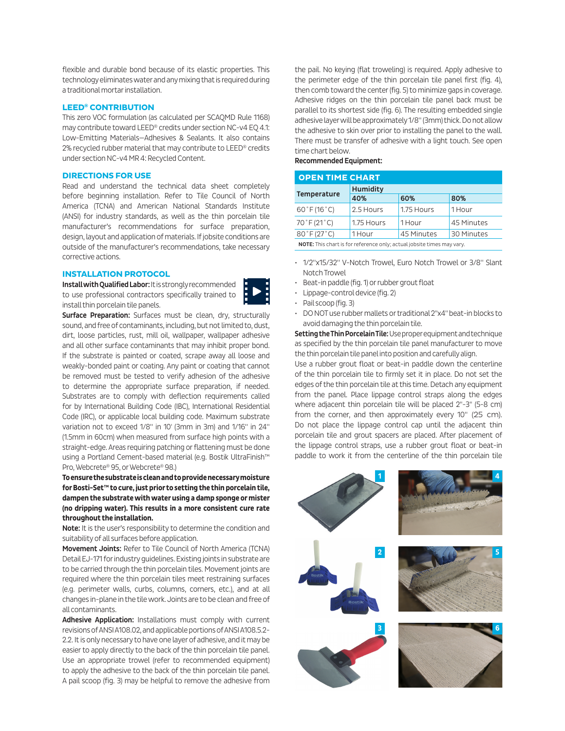flexible and durable bond because of its elastic properties. This technology eliminates water and any mixing that is required during a traditional mortar installation.

## LEED® CONTRIBUTION

This zero VOC formulation (as calculated per SCAQMD Rule 1168) may contribute toward LEED® credits under section NC-v4 EQ 4.1: Low-Emitting Materials—Adhesives & Sealants. It also contains 2% recycled rubber material that may contribute to LEED® credits under section NC-v4 MR 4: Recycled Content.

## DIRECTIONS FOR USE

Read and understand the technical data sheet completely before beginning installation. Refer to Tile Council of North America (TCNA) and American National Standards Institute (ANSI) for industry standards, as well as the thin porcelain tile manufacturer's recommendations for surface preparation, design, layout and application of materials. If jobsite conditions are outside of the manufacturer's recommendations, take necessary corrective actions.

## INSTALLATION PROTOCOL

**Install with Qualified Labor:** It is strongly recommended to use professional contractors specifically trained to install thin porcelain tile panels.

**Surface Preparation:** Surfaces must be clean, dry, structurally sound, and free of contaminants, including, but not limited to, dust, dirt, loose particles, rust, mill oil, wallpaper, wallpaper adhesive and all other surface contaminants that may inhibit proper bond. If the substrate is painted or coated, scrape away all loose and weakly-bonded paint or coating. Any paint or coating that cannot be removed must be tested to verify adhesion of the adhesive to determine the appropriate surface preparation, if needed. Substrates are to comply with deflection requirements called for by International Building Code (IBC), International Residential Code (IRC), or applicable local building code. Maximum substrate variation not to exceed 1/8" in 10' (3mm in 3m) and 1/16" in 24" (1.5mm in 60cm) when measured from surface high points with a straight-edge. Areas requiring patching or flattening must be done using a Portland Cement-based material (e.g. Bostik UltraFinish™ Pro, Webcrete® 95, or Webcrete® 98.)

**To ensure the substrate is clean and to provide necessary moisture for Bosti-Set™ to cure, just prior to setting the thin porcelain tile, dampen the substrate with water using a damp sponge or mister (no dripping water). This results in a more consistent cure rate throughout the installation.**

**Note:** It is the user's responsibility to determine the condition and suitability of all surfaces before application.

**Movement Joints:** Refer to Tile Council of North America (TCNA) Detail EJ-171 for industry guidelines. Existing joints in substrate are to be carried through the thin porcelain tiles. Movement joints are required where the thin porcelain tiles meet restraining surfaces (e.g. perimeter walls, curbs, columns, corners, etc.), and at all changes in-plane in the tile work. Joints are to be clean and free of all contaminants.

**Adhesive Application:** Installations must comply with current revisions of ANSI A108.02, and applicable portions of ANSI A108.5.2-2.2. It is only necessary to have one layer of adhesive, and it may be easier to apply directly to the back of the thin porcelain tile panel. Use an appropriate trowel (refer to recommended equipment) to apply the adhesive to the back of the thin porcelain tile panel. A pail scoop (fig. 3) may be helpful to remove the adhesive from the pail. No keying (flat troweling) is required. Apply adhesive to the perimeter edge of the thin porcelain tile panel first (fig. 4), then comb toward the center (fig. 5) to minimize gaps in coverage. Adhesive ridges on the thin porcelain tile panel back must be parallel to its shortest side (fig. 6). The resulting embedded single adhesive layer will be approximately 1/8" (3mm) thick. Do not allow the adhesive to skin over prior to installing the panel to the wall. There must be transfer of adhesive with a light touch. See open time chart below.

**OPEN TIME CHART**

| Temperature | Humidity | | |
|---|---|---|---|
| | **40%** | **60%** | **80%** |
| 60˚F (16˚C) | 2.5 Hours | 1.75 Hours | 1 Hour |
| 70˚F (21˚C) | 1.75 Hours | 1 Hour | 45 Minutes |
| 80˚F (27˚C) | 1 Hour | 45 Minutes | 30 Minutes |

**NOTE:** This chart is for reference only; actual jobsite times may vary.

**Recommended Equipment:**

- 1/2"x15/32" V-Notch Trowel, Euro Notch Trowel or 3/8" Slant Notch Trowel
- Beat-in paddle (fig. 1) or rubber grout float
- Lippage-control device (fig. 2)
- Pail scoop (fig. 3)
- DO NOT use rubber mallets or traditional 2"x4" beat-in blocks to avoid damaging the thin porcelain tile.

**Setting the Thin Porcelain Tile:** Use proper equipment and technique as specified by the thin porcelain tile panel manufacturer to move the thin porcelain tile panel into position and carefully align.

Use a rubber grout float or beat-in paddle down the centerline of the thin porcelain tile to firmly set it in place. Do not set the edges of the thin porcelain tile at this time. Detach any equipment from the panel. Place lippage control straps along the edges where adjacent thin porcelain tile will be placed 2"-3" (5-8 cm) from the corner, and then approximately every 10" (25 cm). Do not place the lippage control cap until the adjacent thin porcelain tile and grout spacers are placed. After placement of the lippage control straps, use a rubber grout float or beat-in paddle to work it from the centerline of the thin porcelain tile

1

2

3

4

5

6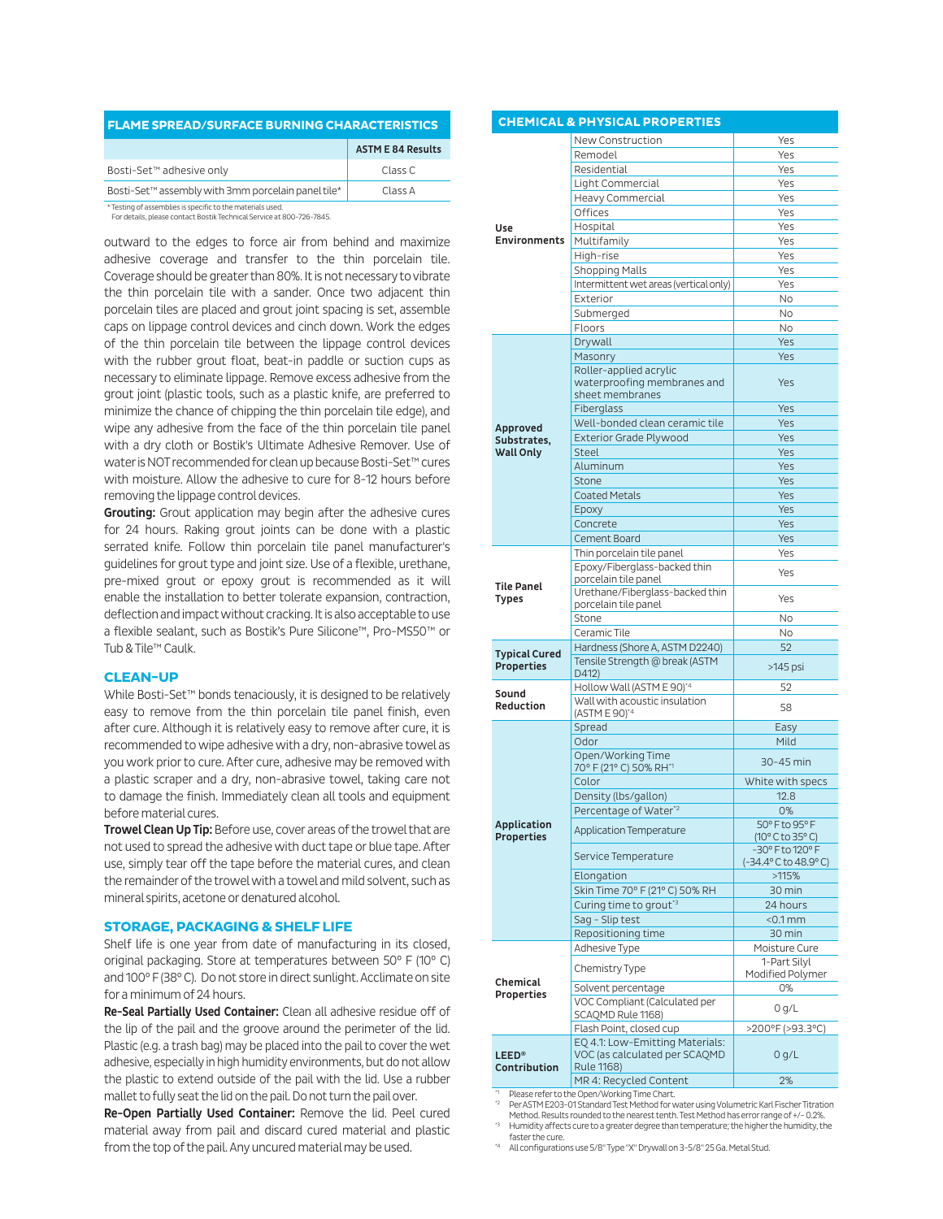## FLAME SPREAD/SURFACE BURNING CHARACTERISTICS

| | ASTM E 84 Results |
|---|---|
| Bosti-Set™ adhesive only | Class C |
| Bosti-Set™ assembly with 3mm porcelain panel tile* | Class A |

\* Testing of assemblies is specific to the materials used.
For details, please contact Bostik Technical Service at 800-726-7845.

outward to the edges to force air from behind and maximize adhesive coverage and transfer to the thin porcelain tile. Coverage should be greater than 80%. It is not necessary to vibrate the thin porcelain tile with a sander. Once two adjacent thin porcelain tiles are placed and grout joint spacing is set, assemble caps on lippage control devices and cinch down. Work the edges of the thin porcelain tile between the lippage control devices with the rubber grout float, beat-in paddle or suction cups as necessary to eliminate lippage. Remove excess adhesive from the grout joint (plastic tools, such as a plastic knife, are preferred to minimize the chance of chipping the thin porcelain tile edge), and wipe any adhesive from the face of the thin porcelain tile panel with a dry cloth or Bostik's Ultimate Adhesive Remover. Use of water is NOT recommended for clean up because Bosti-Set™ cures with moisture. Allow the adhesive to cure for 8-12 hours before removing the lippage control devices.

**Grouting:** Grout application may begin after the adhesive cures for 24 hours. Raking grout joints can be done with a plastic serrated knife. Follow thin porcelain tile panel manufacturer's guidelines for grout type and joint size. Use of a flexible, urethane, pre-mixed grout or epoxy grout is recommended as it will enable the installation to better tolerate expansion, contraction, deflection and impact without cracking. It is also acceptable to use a flexible sealant, such as Bostik's Pure Silicone™, Pro-MS50™ or Tub & Tile™ Caulk.

## CLEAN-UP

While Bosti-Set™ bonds tenaciously, it is designed to be relatively easy to remove from the thin porcelain tile panel finish, even after cure. Although it is relatively easy to remove after cure, it is recommended to wipe adhesive with a dry, non-abrasive towel as you work prior to cure. After cure, adhesive may be removed with a plastic scraper and a dry, non-abrasive towel, taking care not to damage the finish. Immediately clean all tools and equipment before material cures.

**Trowel Clean Up Tip:** Before use, cover areas of the trowel that are not used to spread the adhesive with duct tape or blue tape. After use, simply tear off the tape before the material cures, and clean the remainder of the trowel with a towel and mild solvent, such as mineral spirits, acetone or denatured alcohol.

## STORAGE, PACKAGING & SHELF LIFE

Shelf life is one year from date of manufacturing in its closed, original packaging. Store at temperatures between 50° F (10° C) and 100° F (38° C). Do not store in direct sunlight. Acclimate on site for a minimum of 24 hours.

**Re-Seal Partially Used Container:** Clean all adhesive residue off of the lip of the pail and the groove around the perimeter of the lid. Plastic (e.g. a trash bag) may be placed into the pail to cover the wet adhesive, especially in high humidity environments, but do not allow the plastic to extend outside of the pail with the lid. Use a rubber mallet to fully seat the lid on the pail. Do not turn the pail over.

**Re-Open Partially Used Container:** Remove the lid. Peel cured material away from pail and discard cured material and plastic from the top of the pail. Any uncured material may be used.

## CHEMICAL & PHYSICAL PROPERTIES

| | | |
|---|---|---|
| **Use Environments** | New Construction | Yes |
| | Remodel | Yes |
| | Residential | Yes |
| | Light Commercial | Yes |
| | Heavy Commercial | Yes |
| | Offices | Yes |
| | Hospital | Yes |
| | Multifamily | Yes |
| | High-rise | Yes |
| | Shopping Malls | Yes |
| | Intermittent wet areas (vertical only) | Yes |
| | Exterior | No |
| | Submerged | No |
| | Floors | No |
| **Approved Substrates, Wall Only** | Drywall | Yes |
| | Masonry | Yes |
| | Roller-applied acrylic waterproofing membranes and sheet membranes | Yes |
| | Fiberglass | Yes |
| | Well-bonded clean ceramic tile | Yes |
| | Exterior Grade Plywood | Yes |
| | Steel | Yes |
| | Aluminum | Yes |
| | Stone | Yes |
| | Coated Metals | Yes |
| | Epoxy | Yes |
| | Concrete | Yes |
| | Cement Board | Yes |
| **Tile Panel Types** | Thin porcelain tile panel | Yes |
| | Epoxy/Fiberglass-backed thin porcelain tile panel | Yes |
| | Urethane/Fiberglass-backed thin porcelain tile panel | Yes |
| | Stone | No |
| | Ceramic Tile | No |
| **Typical Cured Properties** | Hardness (Shore A, ASTM D2240) | 52 |
| | Tensile Strength @ break (ASTM D412) | >145 psi |
| **Sound Reduction** | Hollow Wall (ASTM E 90)[*4] | 52 |
| | Wall with acoustic insulation (ASTM E 90)[*4] | 58 |
| **Application Properties** | Spread | Easy |
| | Odor | Mild |
| | Open/Working Time 70° F (21° C) 50% RH[*1] | 30-45 min |
| | Color | White with specs |
| | Density (lbs/gallon) | 12.8 |
| | Percentage of Water[*2] | 0% |
| | Application Temperature | 50° F to 95° F (10° C to 35° C) |
| | Service Temperature | -30° F to 120° F (-34.4° C to 48.9° C) |
| | Elongation | >115% |
| | Skin Time 70° F (21° C) 50% RH | 30 min |
| | Curing time to grout[*3] | 24 hours |
| | Sag - Slip test | <0.1 mm |
| | Repositioning time | 30 min |
| **Chemical Properties** | Adhesive Type | Moisture Cure |
| | Chemistry Type | 1-Part Silyl Modified Polymer |
| | Solvent percentage | 0% |
| | VOC Compliant (Calculated per SCAQMD Rule 1168) | 0 g/L |
| | Flash Point, closed cup | >200°F (>93.3°C) |
| **LEED® Contribution** | EQ 4.1: Low-Emitting Materials: VOC (as calculated per SCAQMD Rule 1168) | 0 g/L |
| | MR 4: Recycled Content | 2% |

[*1] Please refer to the Open/Working Time Chart.
[*2] Per ASTM E203-01 Standard Test Method for water using Volumetric Karl Fischer Titration Method. Results rounded to the nearest tenth. Test Method has error range of +/- 0.2%.
[*3] Humidity affects cure to a greater degree than temperature; the higher the humidity, the faster the cure.
[*4] All configurations use 5/8" Type "X" Drywall on 3-5/8" 25 Ga. Metal Stud.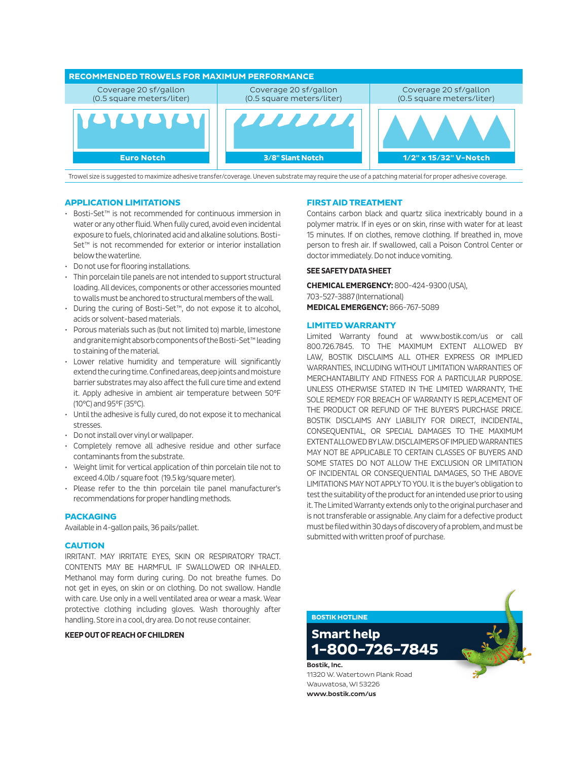## RECOMMENDED TROWELS FOR MAXIMUM PERFORMANCE

| Euro Notch | 3/8" Slant Notch | 1/2" x 15/32" V-Notch |
|---|---|---|
| Coverage 20 sf/gallon (0.5 square meters/liter) | Coverage 20 sf/gallon (0.5 square meters/liter) | Coverage 20 sf/gallon (0.5 square meters/liter) |

Trowel size is suggested to maximize adhesive transfer/coverage. Uneven substrate may require the use of a patching material for proper adhesive coverage.

## APPLICATION LIMITATIONS

- Bosti-Set™ is not recommended for continuous immersion in water or any other fluid. When fully cured, avoid even incidental exposure to fuels, chlorinated acid and alkaline solutions. Bosti-Set™ is not recommended for exterior or interior installation below the waterline.
- Do not use for flooring installations.
- Thin porcelain tile panels are not intended to support structural loading. All devices, components or other accessories mounted to walls must be anchored to structural members of the wall.
- During the curing of Bosti-Set™, do not expose it to alcohol, acids or solvent-based materials.
- Porous materials such as (but not limited to) marble, limestone and granite might absorb components of the Bosti-Set™ leading to staining of the material.
- Lower relative humidity and temperature will significantly extend the curing time. Confined areas, deep joints and moisture barrier substrates may also affect the full cure time and extend it. Apply adhesive in ambient air temperature between 50°F (10°C) and 95°F (35°C).
- Until the adhesive is fully cured, do not expose it to mechanical stresses.
- Do not install over vinyl or wallpaper.
- Completely remove all adhesive residue and other surface contaminants from the substrate.
- Weight limit for vertical application of thin porcelain tile not to exceed 4.0lb / square foot (19.5 kg/square meter).
- Please refer to the thin porcelain tile panel manufacturer's recommendations for proper handling methods.

## PACKAGING

Available in 4-gallon pails, 36 pails/pallet.

## CAUTION

IRRITANT. MAY IRRITATE EYES, SKIN OR RESPIRATORY TRACT. CONTENTS MAY BE HARMFUL IF SWALLOWED OR INHALED. Methanol may form during curing. Do not breathe fumes. Do not get in eyes, on skin or on clothing. Do not swallow. Handle with care. Use only in a well ventilated area or wear a mask. Wear protective clothing including gloves. Wash thoroughly after handling. Store in a cool, dry area. Do not reuse container.

**KEEP OUT OF REACH OF CHILDREN**

## FIRST AID TREATMENT

Contains carbon black and quartz silica inextricably bound in a polymer matrix. If in eyes or on skin, rinse with water for at least 15 minutes. If on clothes, remove clothing. If breathed in, move person to fresh air. If swallowed, call a Poison Control Center or doctor immediately. Do not induce vomiting.

**SEE SAFETY DATA SHEET**

**CHEMICAL EMERGENCY:** 800-424-9300 (USA), 703-527-3887 (International)
**MEDICAL EMERGENCY:** 866-767-5089

## LIMITED WARRANTY

Limited Warranty found at www.bostik.com/us or call 800.726.7845. TO THE MAXIMUM EXTENT ALLOWED BY LAW, BOSTIK DISCLAIMS ALL OTHER EXPRESS OR IMPLIED WARRANTIES, INCLUDING WITHOUT LIMITATION WARRANTIES OF MERCHANTABILITY AND FITNESS FOR A PARTICULAR PURPOSE. UNLESS OTHERWISE STATED IN THE LIMITED WARRANTY, THE SOLE REMEDY FOR BREACH OF WARRANTY IS REPLACEMENT OF THE PRODUCT OR REFUND OF THE BUYER'S PURCHASE PRICE. BOSTIK DISCLAIMS ANY LIABILITY FOR DIRECT, INCIDENTAL, CONSEQUENTIAL, OR SPECIAL DAMAGES TO THE MAXIMUM EXTENT ALLOWED BY LAW. DISCLAIMERS OF IMPLIED WARRANTIES MAY NOT BE APPLICABLE TO CERTAIN CLASSES OF BUYERS AND SOME STATES DO NOT ALLOW THE EXCLUSION OR LIMITATION OF INCIDENTAL OR CONSEQUENTIAL DAMAGES, SO THE ABOVE LIMITATIONS MAY NOT APPLY TO YOU. It is the buyer's obligation to test the suitability of the product for an intended use prior to using it. The Limited Warranty extends only to the original purchaser and is not transferable or assignable. Any claim for a defective product must be filed within 30 days of discovery of a problem, and must be submitted with written proof of purchase.

**BOSTIK HOTLINE**

**Smart help**
**1-800-726-7845**

**Bostik, Inc.**
11320 W. Watertown Plank Road
Wauwatosa, WI 53226
**www.bostik.com/us**